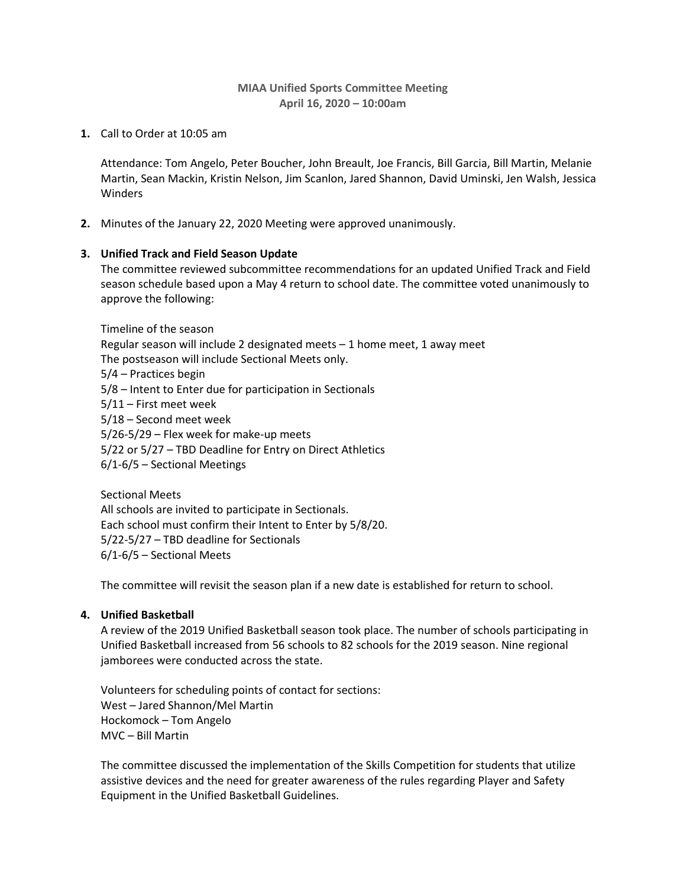**MIAA Unified Sports Committee Meeting**
**April 16, 2020 – 10:00am**

1. Call to Order at 10:05 am

   Attendance: Tom Angelo, Peter Boucher, John Breault, Joe Francis, Bill Garcia, Bill Martin, Melanie Martin, Sean Mackin, Kristin Nelson, Jim Scanlon, Jared Shannon, David Uminski, Jen Walsh, Jessica Winders

2. Minutes of the January 22, 2020 Meeting were approved unanimously.

3. **Unified Track and Field Season Update**

   The committee reviewed subcommittee recommendations for an updated Unified Track and Field season schedule based upon a May 4 return to school date. The committee voted unanimously to approve the following:

   Timeline of the season
   Regular season will include 2 designated meets – 1 home meet, 1 away meet
   The postseason will include Sectional Meets only.
   5/4 – Practices begin
   5/8 – Intent to Enter due for participation in Sectionals
   5/11 – First meet week
   5/18 – Second meet week
   5/26-5/29 – Flex week for make-up meets
   5/22 or 5/27 – TBD Deadline for Entry on Direct Athletics
   6/1-6/5 – Sectional Meetings

   Sectional Meets
   All schools are invited to participate in Sectionals.
   Each school must confirm their Intent to Enter by 5/8/20.
   5/22-5/27 – TBD deadline for Sectionals
   6/1-6/5 – Sectional Meets

   The committee will revisit the season plan if a new date is established for return to school.

4. **Unified Basketball**

   A review of the 2019 Unified Basketball season took place. The number of schools participating in Unified Basketball increased from 56 schools to 82 schools for the 2019 season. Nine regional jamborees were conducted across the state.

   Volunteers for scheduling points of contact for sections:
   West – Jared Shannon/Mel Martin
   Hockomock – Tom Angelo
   MVC – Bill Martin

   The committee discussed the implementation of the Skills Competition for students that utilize assistive devices and the need for greater awareness of the rules regarding Player and Safety Equipment in the Unified Basketball Guidelines.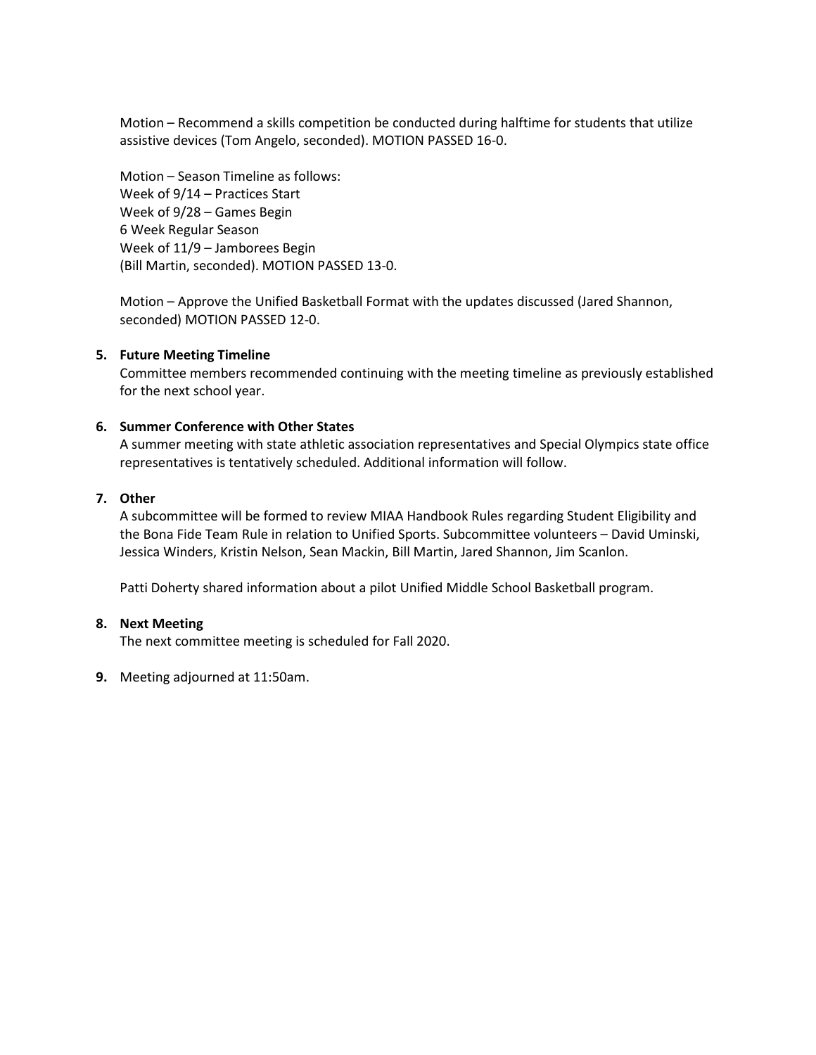Motion – Recommend a skills competition be conducted during halftime for students that utilize assistive devices (Tom Angelo, seconded). MOTION PASSED 16-0.

Motion – Season Timeline as follows:
Week of 9/14 – Practices Start
Week of 9/28 – Games Begin
6 Week Regular Season
Week of 11/9 – Jamborees Begin
(Bill Martin, seconded). MOTION PASSED 13-0.

Motion – Approve the Unified Basketball Format with the updates discussed (Jared Shannon, seconded) MOTION PASSED 12-0.

5. **Future Meeting Timeline**
   Committee members recommended continuing with the meeting timeline as previously established for the next school year.

6. **Summer Conference with Other States**
   A summer meeting with state athletic association representatives and Special Olympics state office representatives is tentatively scheduled. Additional information will follow.

7. **Other**
   A subcommittee will be formed to review MIAA Handbook Rules regarding Student Eligibility and the Bona Fide Team Rule in relation to Unified Sports. Subcommittee volunteers – David Uminski, Jessica Winders, Kristin Nelson, Sean Mackin, Bill Martin, Jared Shannon, Jim Scanlon.

   Patti Doherty shared information about a pilot Unified Middle School Basketball program.

8. **Next Meeting**
   The next committee meeting is scheduled for Fall 2020.

9. Meeting adjourned at 11:50am.